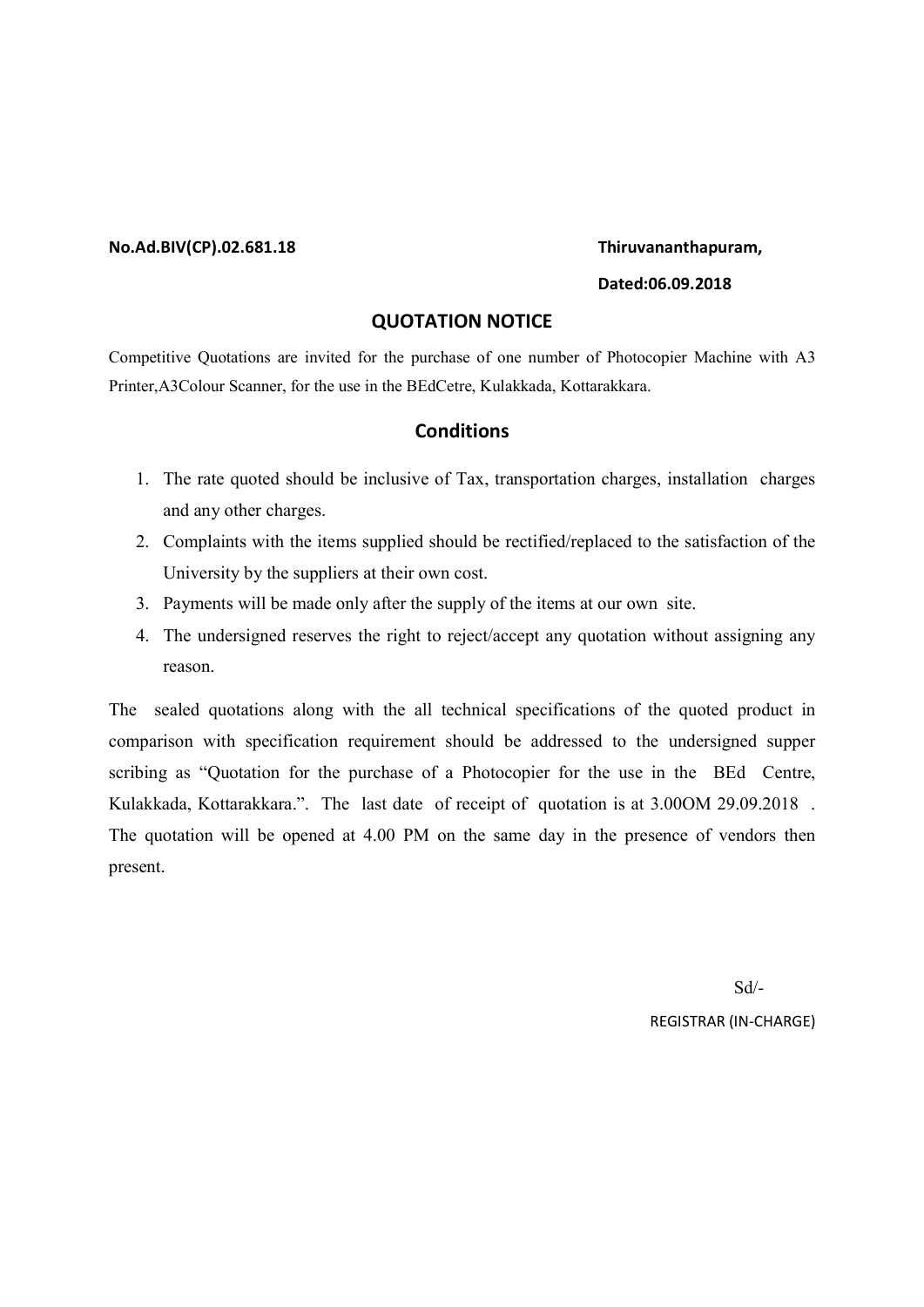**No.Ad.BIV(CP).02.681.18** **Thiruvananthapuram,**

**Dated:06.09.2018**

## QUOTATION NOTICE

Competitive Quotations are invited for the purchase of one number of Photocopier Machine with A3 Printer,A3Colour Scanner, for the use in the BEdCetre, Kulakkada, Kottarakkara.

## Conditions

1. The rate quoted should be inclusive of Tax, transportation charges, installation charges and any other charges.
2. Complaints with the items supplied should be rectified/replaced to the satisfaction of the University by the suppliers at their own cost.
3. Payments will be made only after the supply of the items at our own site.
4. The undersigned reserves the right to reject/accept any quotation without assigning any reason.

The sealed quotations along with the all technical specifications of the quoted product in comparison with specification requirement should be addressed to the undersigned supper scribing as "Quotation for the purchase of a Photocopier for the use in the BEd Centre, Kulakkada, Kottarakkara.". The last date of receipt of quotation is at 3.00OM 29.09.2018 . The quotation will be opened at 4.00 PM on the same day in the presence of vendors then present.

Sd/-

REGISTRAR (IN-CHARGE)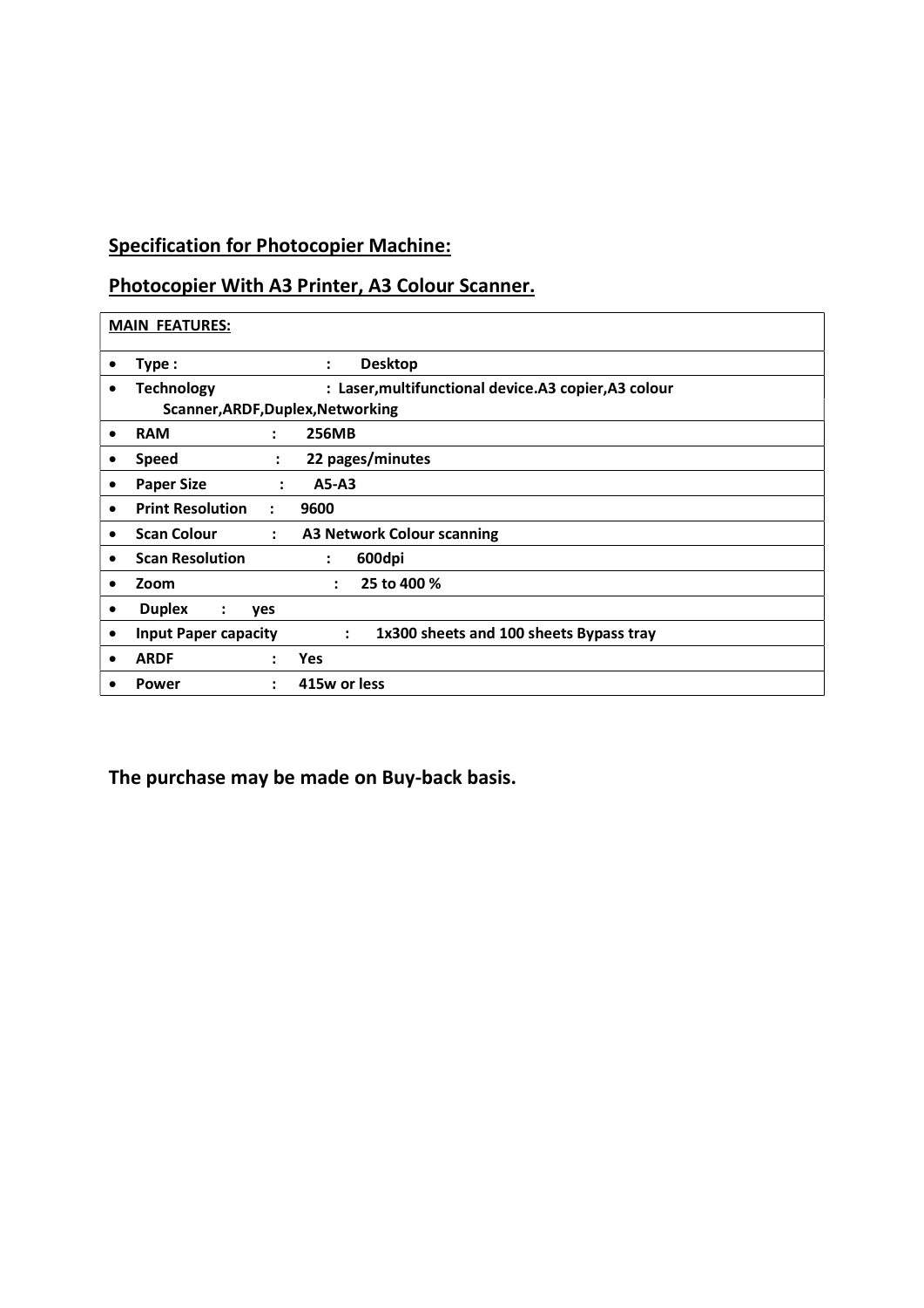## Specification for Photocopier Machine:

## Photocopier With A3 Printer, A3 Colour Scanner.

| MAIN FEATURES: |
|---|
| • **Type :** : **Desktop** |
| • **Technology** : **Laser,multifunctional device.A3 copier,A3 colour Scanner,ARDF,Duplex,Networking** |
| • **RAM** : **256MB** |
| • **Speed** : **22 pages/minutes** |
| • **Paper Size** : **A5-A3** |
| • **Print Resolution** : **9600** |
| • **Scan Colour** : **A3 Network Colour scanning** |
| • **Scan Resolution** : **600dpi** |
| • **Zoom** : **25 to 400 %** |
| • **Duplex** : **yes** |
| • **Input Paper capacity** : **1x300 sheets and 100 sheets Bypass tray** |
| • **ARDF** : **Yes** |
| • **Power** : **415w or less** |

**The purchase may be made on Buy-back basis.**